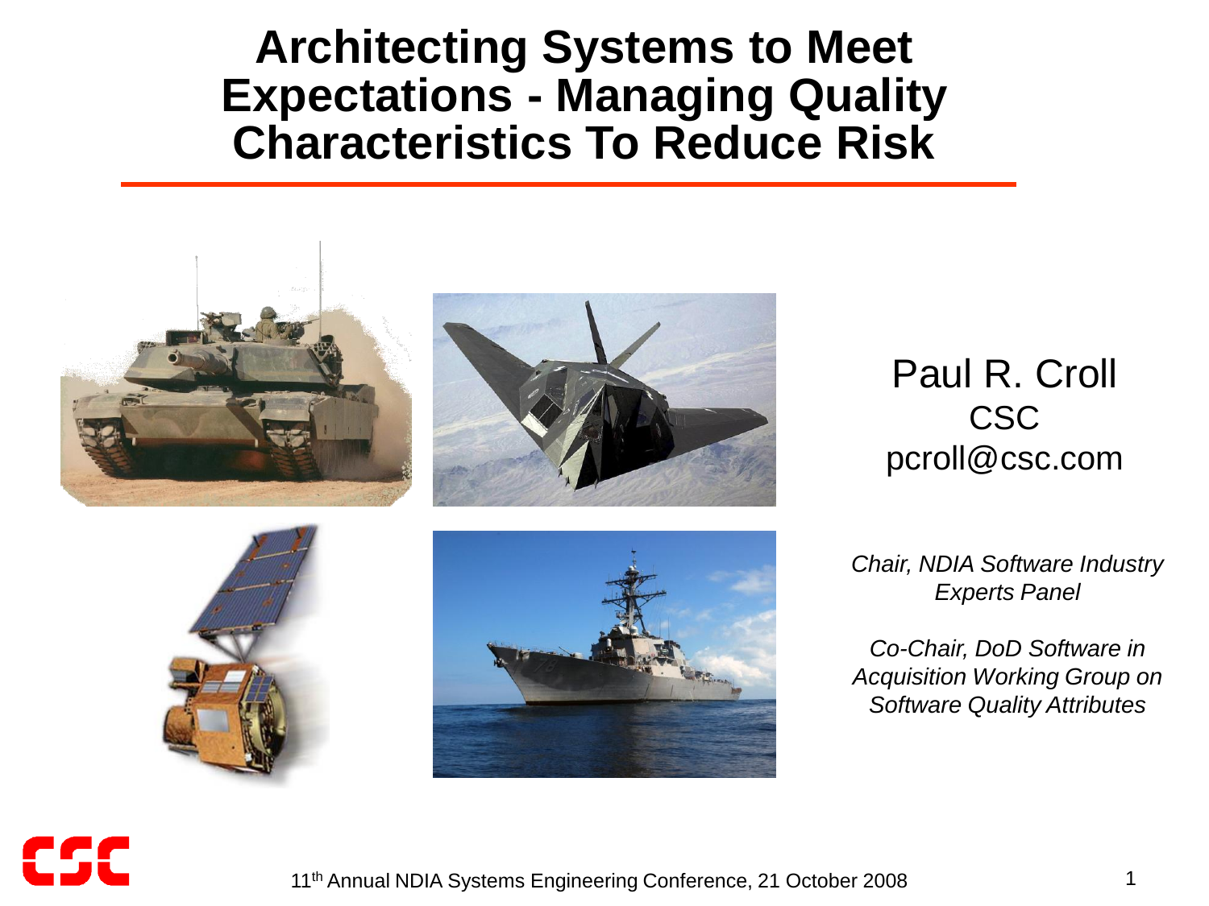# Architecting Systems to Meet Expectations - Managing Quality Characteristics To Reduce Risk

Paul R. Croll
CSC
pcroll@csc.com

*Chair, NDIA Software Industry Experts Panel*

*Co-Chair, DoD Software in Acquisition Working Group on Software Quality Attributes*

11th Annual NDIA Systems Engineering Conference, 21 October 2008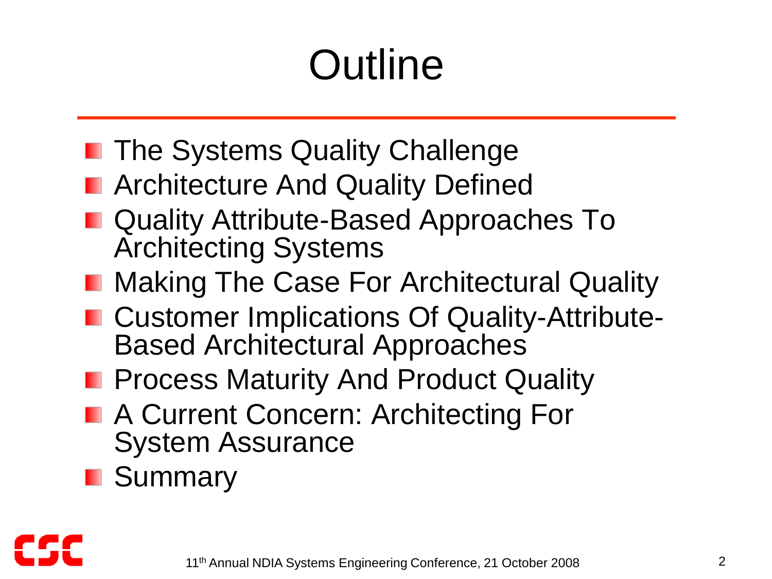# Outline

- The Systems Quality Challenge
- Architecture And Quality Defined
- Quality Attribute-Based Approaches To Architecting Systems
- Making The Case For Architectural Quality
- Customer Implications Of Quality-Attribute-Based Architectural Approaches
- Process Maturity And Product Quality
- A Current Concern: Architecting For System Assurance
- Summary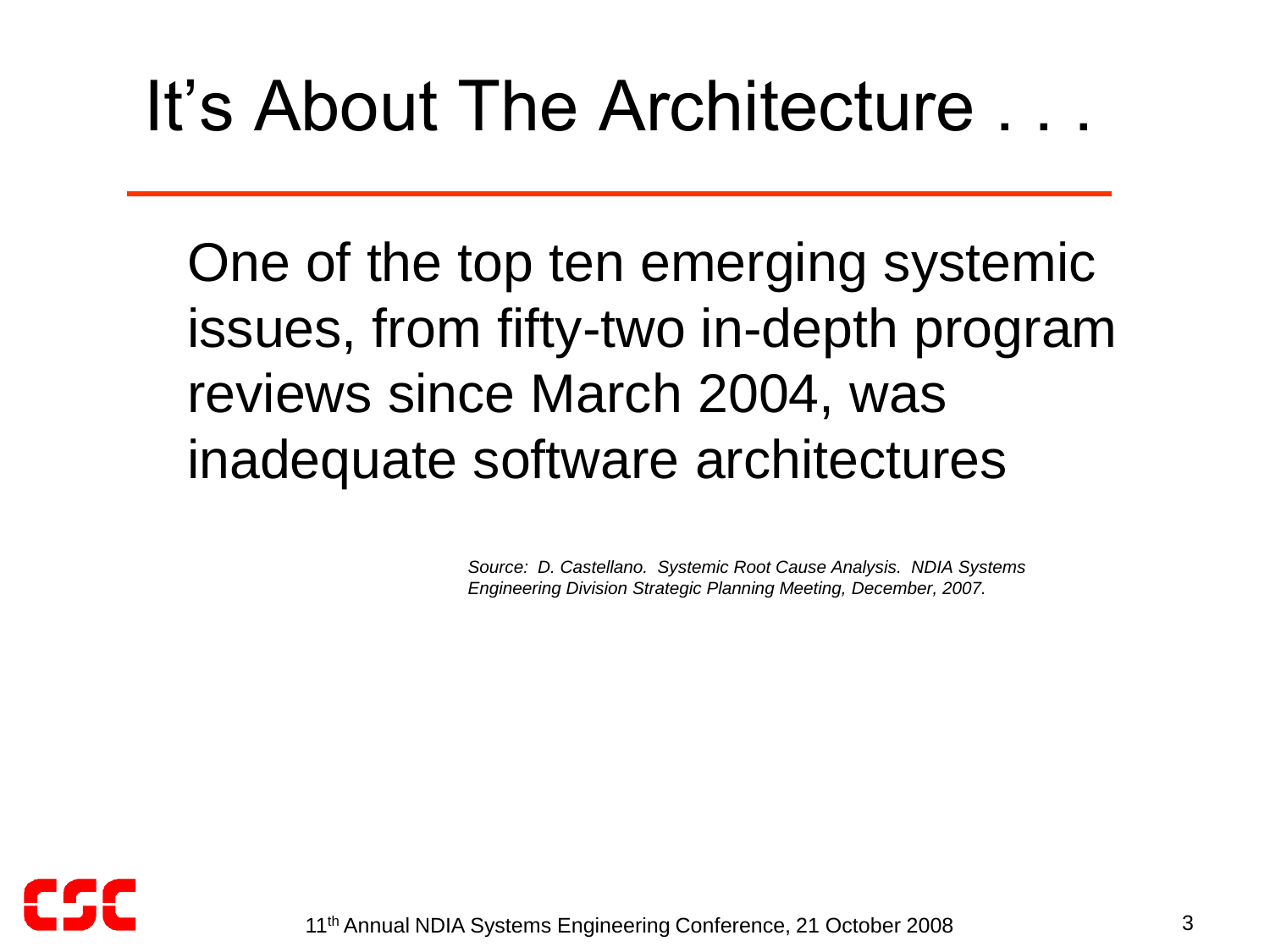# It's About The Architecture . . .

One of the top ten emerging systemic issues, from fifty-two in-depth program reviews since March 2004, was inadequate software architectures

*Source: D. Castellano. Systemic Root Cause Analysis. NDIA Systems Engineering Division Strategic Planning Meeting, December, 2007.*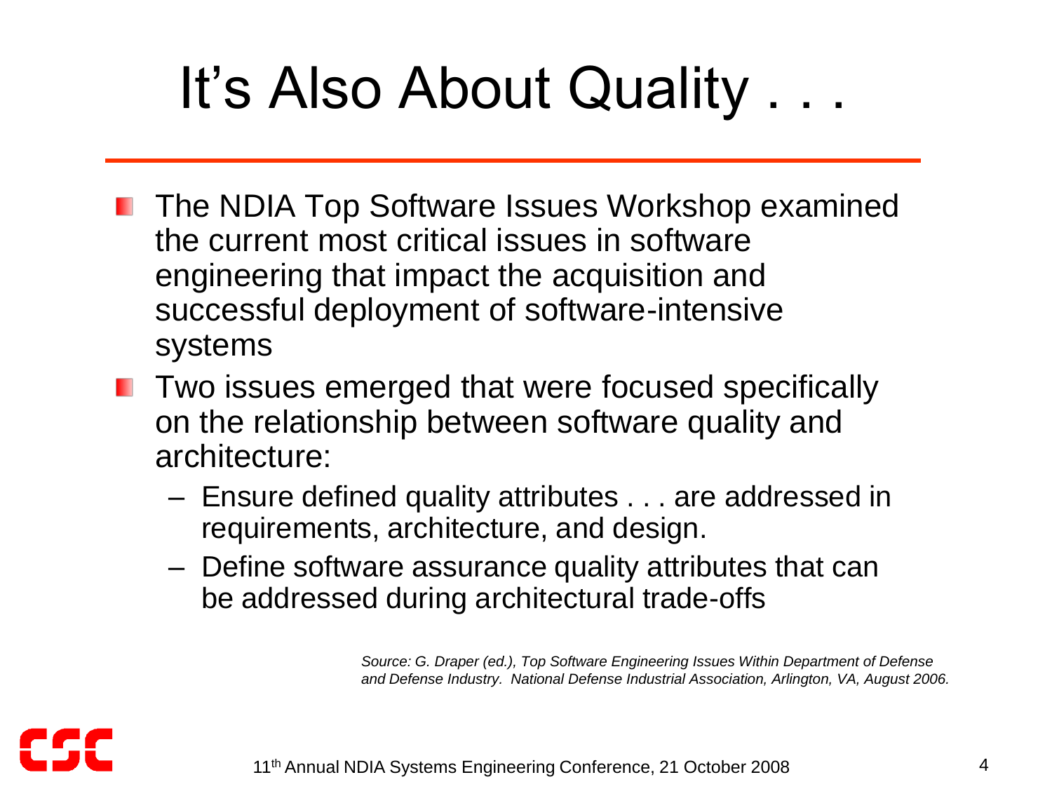# It's Also About Quality . . .

- The NDIA Top Software Issues Workshop examined the current most critical issues in software engineering that impact the acquisition and successful deployment of software-intensive systems
- Two issues emerged that were focused specifically on the relationship between software quality and architecture:
  - Ensure defined quality attributes . . . are addressed in requirements, architecture, and design.
  - Define software assurance quality attributes that can be addressed during architectural trade-offs

*Source: G. Draper (ed.), Top Software Engineering Issues Within Department of Defense and Defense Industry. National Defense Industrial Association, Arlington, VA, August 2006.*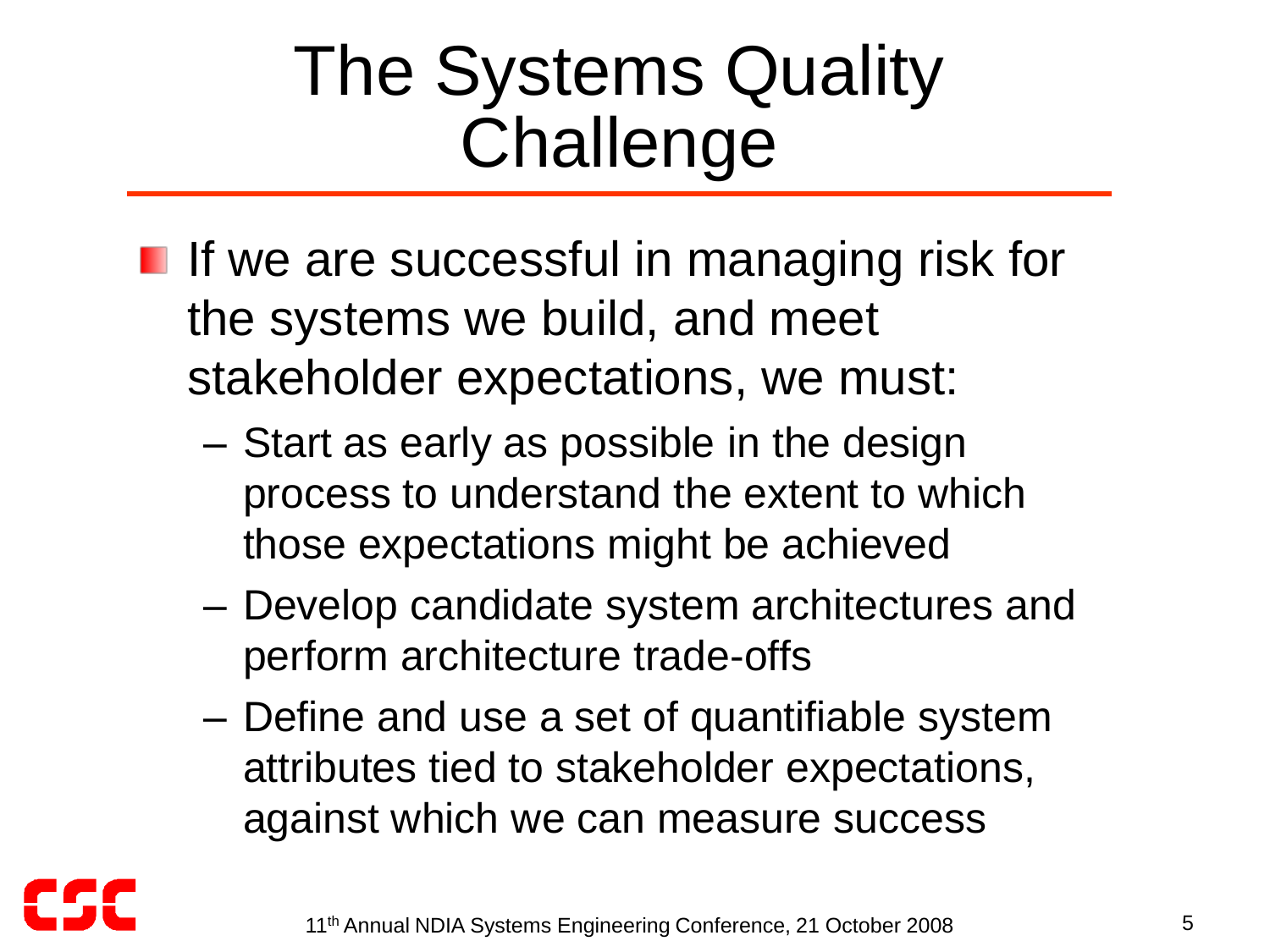# The Systems Quality Challenge

- If we are successful in managing risk for the systems we build, and meet stakeholder expectations, we must:
  - Start as early as possible in the design process to understand the extent to which those expectations might be achieved
  - Develop candidate system architectures and perform architecture trade-offs
  - Define and use a set of quantifiable system attributes tied to stakeholder expectations, against which we can measure success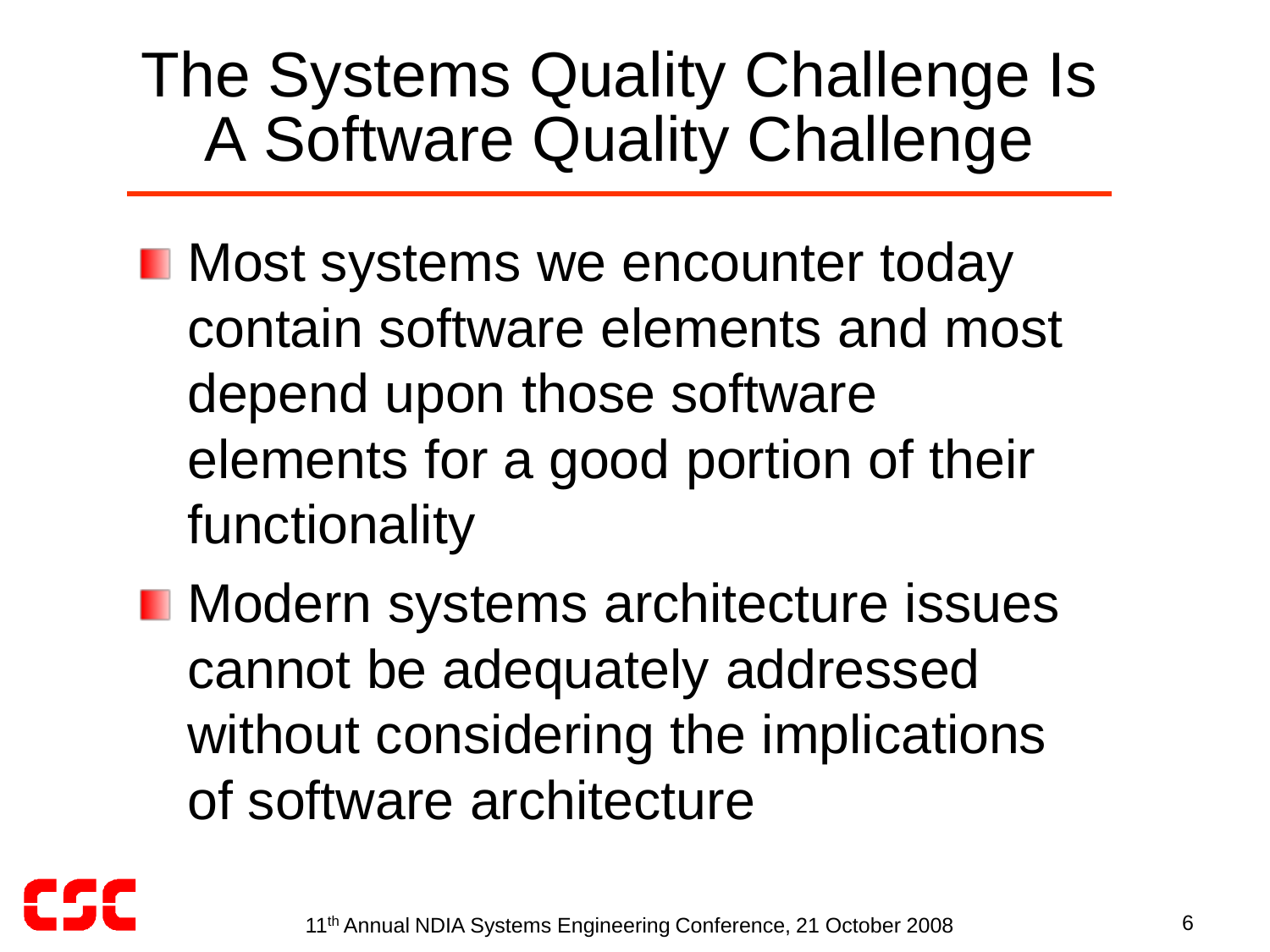# The Systems Quality Challenge Is A Software Quality Challenge

- Most systems we encounter today contain software elements and most depend upon those software elements for a good portion of their functionality
- Modern systems architecture issues cannot be adequately addressed without considering the implications of software architecture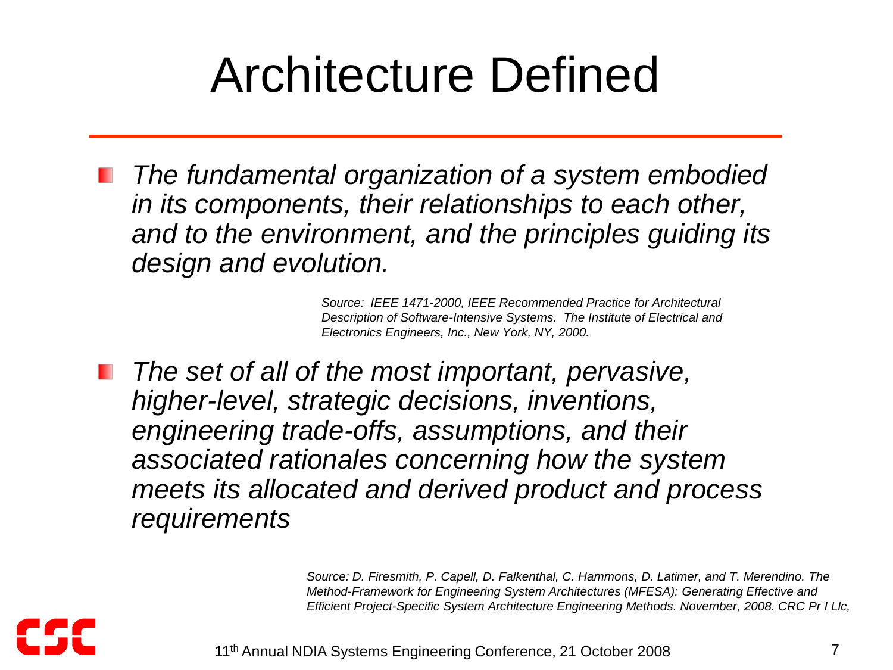# Architecture Defined

- *The fundamental organization of a system embodied in its components, their relationships to each other, and to the environment, and the principles guiding its design and evolution.*

  *Source: IEEE 1471-2000, IEEE Recommended Practice for Architectural Description of Software-Intensive Systems. The Institute of Electrical and Electronics Engineers, Inc., New York, NY, 2000.*

- *The set of all of the most important, pervasive, higher-level, strategic decisions, inventions, engineering trade-offs, assumptions, and their associated rationales concerning how the system meets its allocated and derived product and process requirements*

  *Source: D. Firesmith, P. Capell, D. Falkenthal, C. Hammons, D. Latimer, and T. Merendino. The Method-Framework for Engineering System Architectures (MFESA): Generating Effective and Efficient Project-Specific System Architecture Engineering Methods. November, 2008. CRC Pr I Llc,*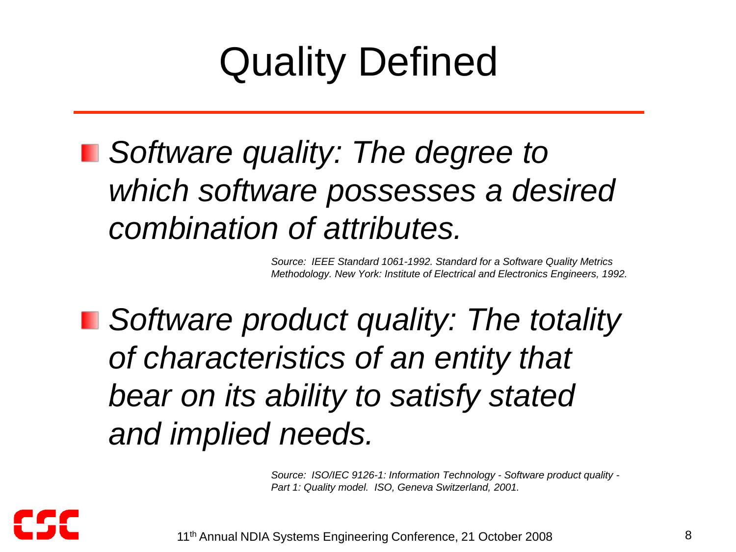# Quality Defined

- *Software quality: The degree to which software possesses a desired combination of attributes.*

*Source: IEEE Standard 1061-1992. Standard for a Software Quality Metrics Methodology. New York: Institute of Electrical and Electronics Engineers, 1992.*

- *Software product quality: The totality of characteristics of an entity that bear on its ability to satisfy stated and implied needs.*

*Source: ISO/IEC 9126-1: Information Technology - Software product quality - Part 1: Quality model. ISO, Geneva Switzerland, 2001.*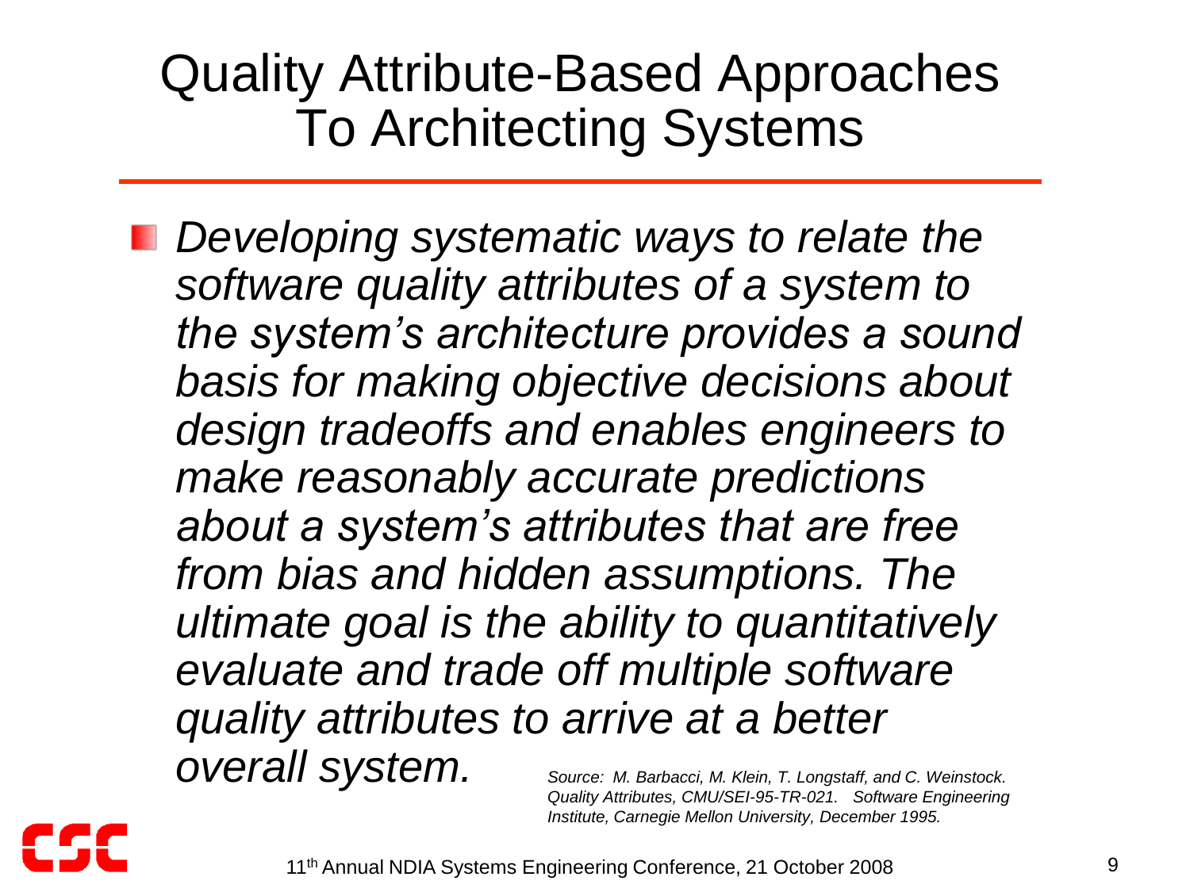# Quality Attribute-Based Approaches To Architecting Systems

- *Developing systematic ways to relate the software quality attributes of a system to the system's architecture provides a sound basis for making objective decisions about design tradeoffs and enables engineers to make reasonably accurate predictions about a system's attributes that are free from bias and hidden assumptions. The ultimate goal is the ability to quantitatively evaluate and trade off multiple software quality attributes to arrive at a better overall system.*

*Source: M. Barbacci, M. Klein, T. Longstaff, and C. Weinstock. Quality Attributes, CMU/SEI-95-TR-021. Software Engineering Institute, Carnegie Mellon University, December 1995.*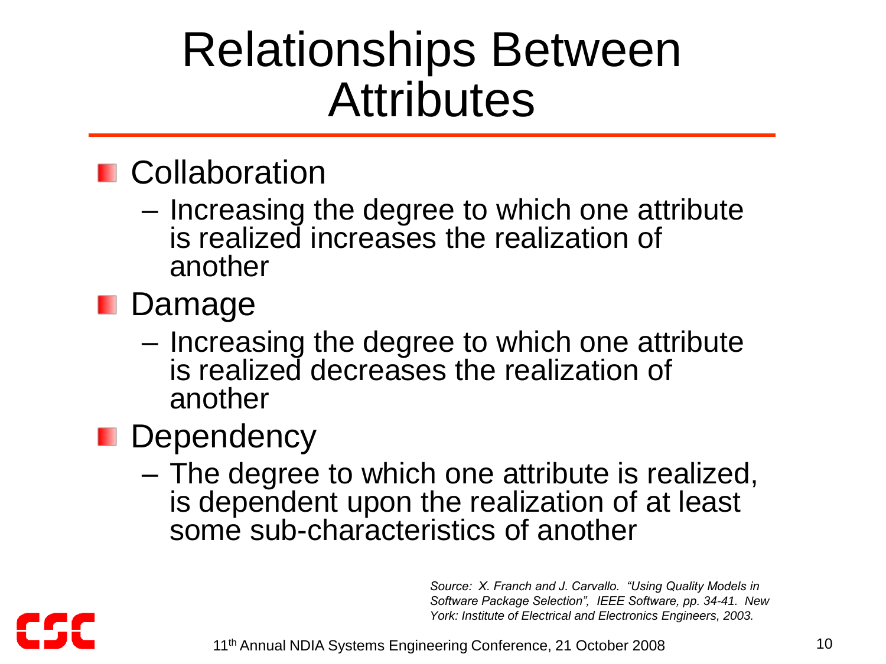# Relationships Between Attributes

- Collaboration
  - Increasing the degree to which one attribute is realized increases the realization of another
- Damage
  - Increasing the degree to which one attribute is realized decreases the realization of another
- Dependency
  - The degree to which one attribute is realized, is dependent upon the realization of at least some sub-characteristics of another

*Source: X. Franch and J. Carvallo. "Using Quality Models in Software Package Selection", IEEE Software, pp. 34-41. New York: Institute of Electrical and Electronics Engineers, 2003.*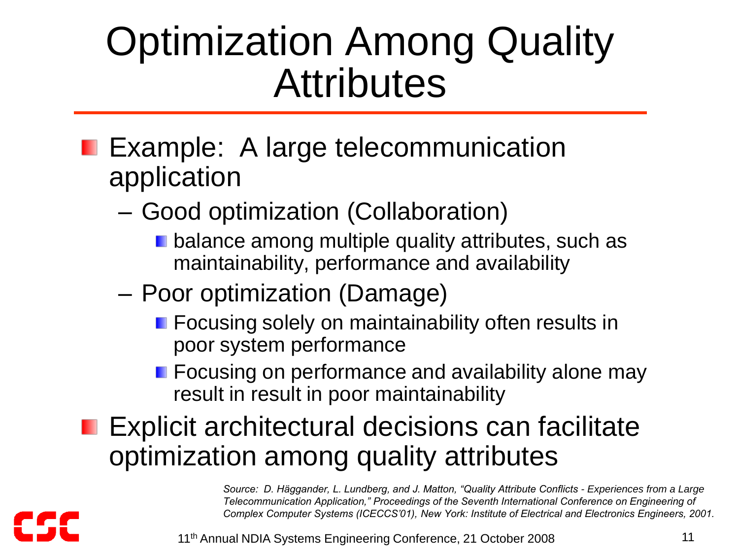# Optimization Among Quality Attributes

- Example: A large telecommunication application
  - Good optimization (Collaboration)
    - balance among multiple quality attributes, such as maintainability, performance and availability
  - Poor optimization (Damage)
    - Focusing solely on maintainability often results in poor system performance
    - Focusing on performance and availability alone may result in result in poor maintainability
- Explicit architectural decisions can facilitate optimization among quality attributes

*Source: D. Häggander, L. Lundberg, and J. Matton, "Quality Attribute Conflicts - Experiences from a Large Telecommunication Application," Proceedings of the Seventh International Conference on Engineering of Complex Computer Systems (ICECCS'01), New York: Institute of Electrical and Electronics Engineers, 2001.*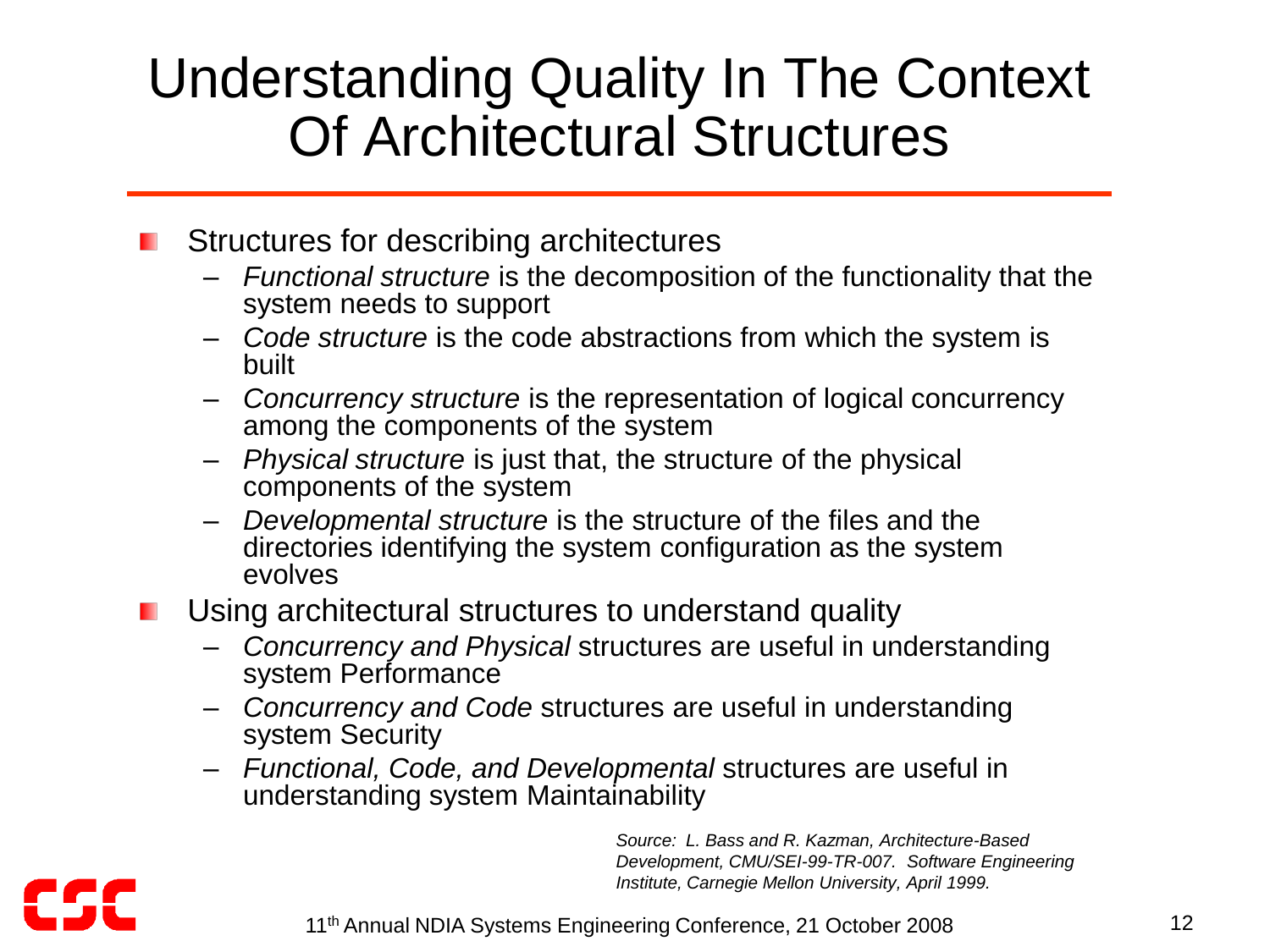# Understanding Quality In The Context Of Architectural Structures

- Structures for describing architectures
  - *Functional structure* is the decomposition of the functionality that the system needs to support
  - *Code structure* is the code abstractions from which the system is built
  - *Concurrency structure* is the representation of logical concurrency among the components of the system
  - *Physical structure* is just that, the structure of the physical components of the system
  - *Developmental structure* is the structure of the files and the directories identifying the system configuration as the system evolves
- Using architectural structures to understand quality
  - *Concurrency and Physical* structures are useful in understanding system Performance
  - *Concurrency and Code* structures are useful in understanding system Security
  - *Functional, Code, and Developmental* structures are useful in understanding system Maintainability

*Source: L. Bass and R. Kazman, Architecture-Based Development, CMU/SEI-99-TR-007. Software Engineering Institute, Carnegie Mellon University, April 1999.*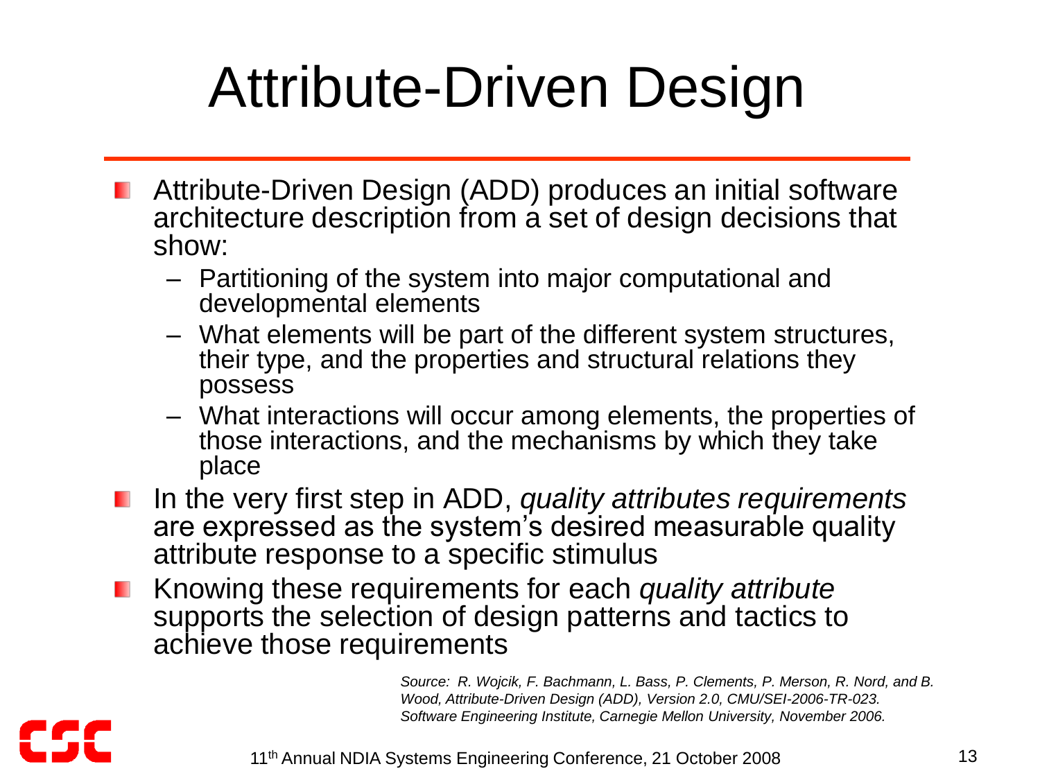# Attribute-Driven Design

- Attribute-Driven Design (ADD) produces an initial software architecture description from a set of design decisions that show:
  - Partitioning of the system into major computational and developmental elements
  - What elements will be part of the different system structures, their type, and the properties and structural relations they possess
  - What interactions will occur among elements, the properties of those interactions, and the mechanisms by which they take place
- In the very first step in ADD, *quality attributes requirements* are expressed as the system's desired measurable quality attribute response to a specific stimulus
- Knowing these requirements for each *quality attribute* supports the selection of design patterns and tactics to achieve those requirements

*Source: R. Wojcik, F. Bachmann, L. Bass, P. Clements, P. Merson, R. Nord, and B. Wood, Attribute-Driven Design (ADD), Version 2.0, CMU/SEI-2006-TR-023. Software Engineering Institute, Carnegie Mellon University, November 2006.*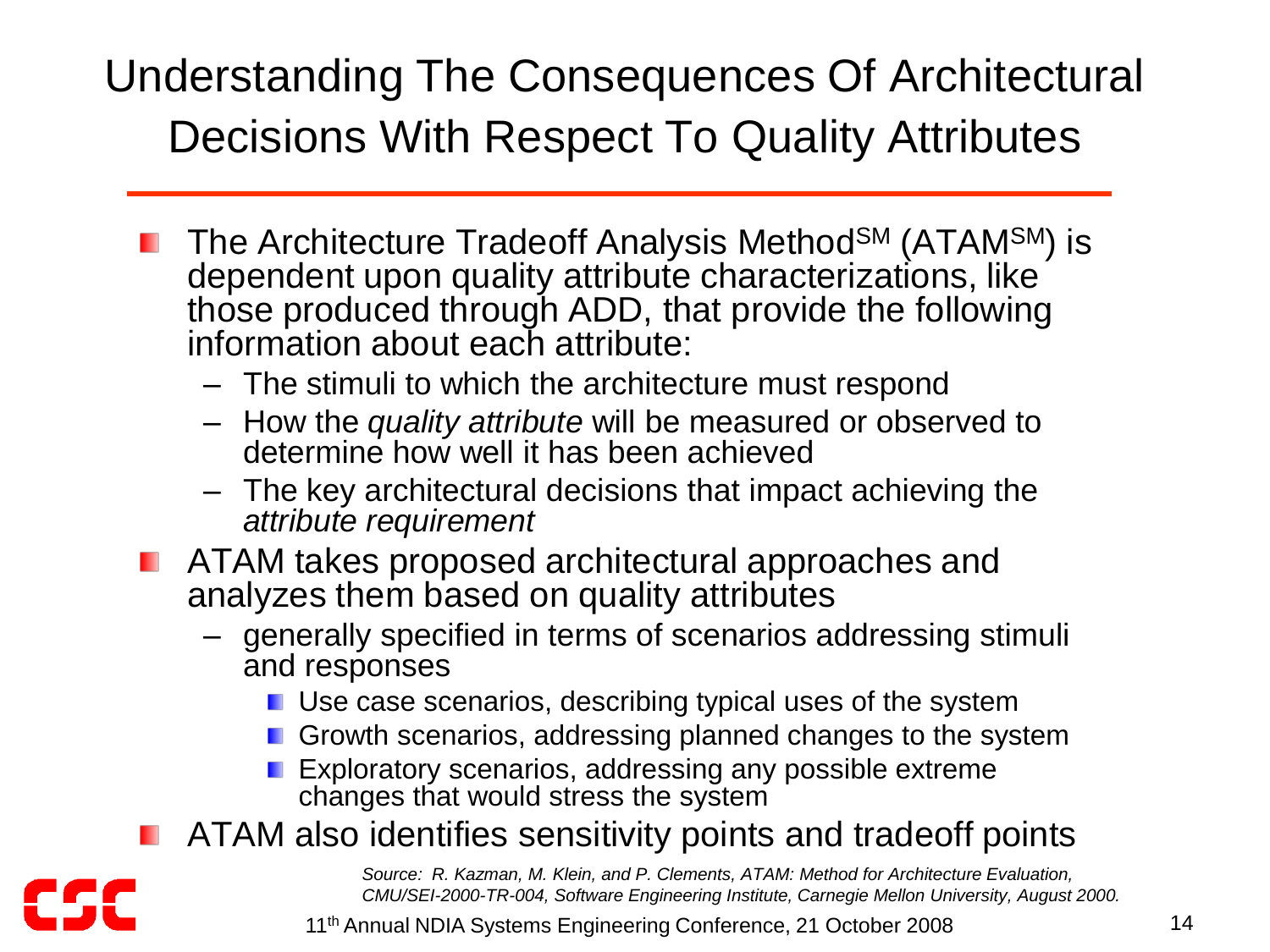# Understanding The Consequences Of Architectural Decisions With Respect To Quality Attributes

- The Architecture Tradeoff Analysis Method[SM] (ATAM[SM]) is dependent upon quality attribute characterizations, like those produced through ADD, that provide the following information about each attribute:
  - The stimuli to which the architecture must respond
  - How the *quality attribute* will be measured or observed to determine how well it has been achieved
  - The key architectural decisions that impact achieving the *attribute requirement*
- ATAM takes proposed architectural approaches and analyzes them based on quality attributes
  - generally specified in terms of scenarios addressing stimuli and responses
    - Use case scenarios, describing typical uses of the system
    - Growth scenarios, addressing planned changes to the system
    - Exploratory scenarios, addressing any possible extreme changes that would stress the system
- ATAM also identifies sensitivity points and tradeoff points

*Source: R. Kazman, M. Klein, and P. Clements, ATAM: Method for Architecture Evaluation, CMU/SEI-2000-TR-004, Software Engineering Institute, Carnegie Mellon University, August 2000.*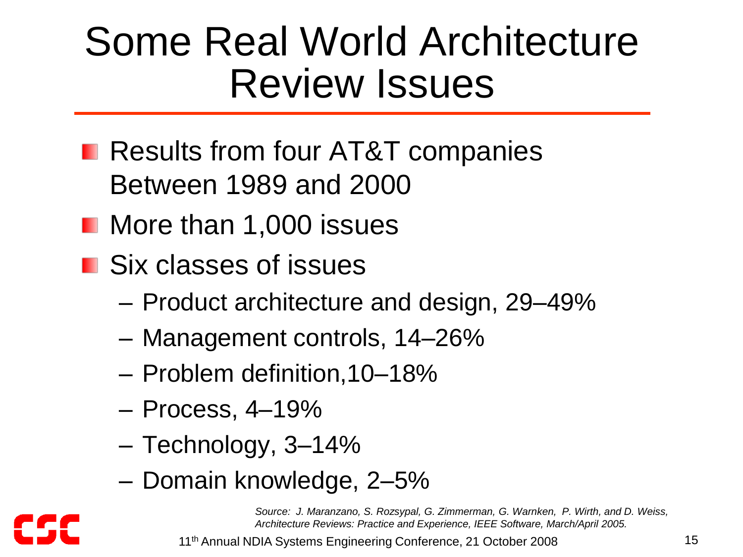# Some Real World Architecture Review Issues

- Results from four AT&T companies Between 1989 and 2000
- More than 1,000 issues
- Six classes of issues
  - Product architecture and design, 29–49%
  - Management controls, 14–26%
  - Problem definition,10–18%
  - Process, 4–19%
  - Technology, 3–14%
  - Domain knowledge, 2–5%

*Source: J. Maranzano, S. Rozsypal, G. Zimmerman, G. Warnken, P. Wirth, and D. Weiss, Architecture Reviews: Practice and Experience, IEEE Software, March/April 2005.*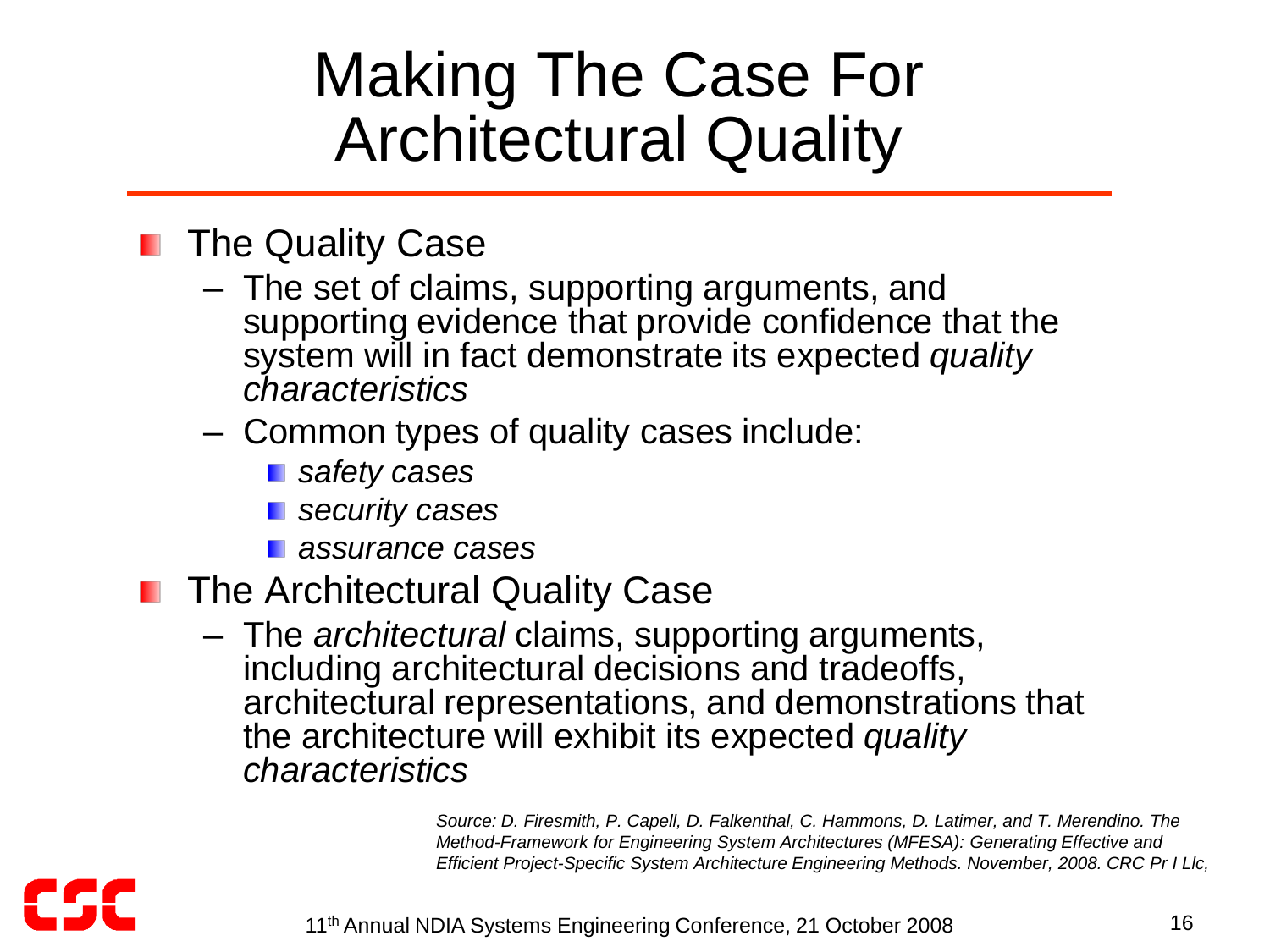# Making The Case For Architectural Quality

- The Quality Case
  - The set of claims, supporting arguments, and supporting evidence that provide confidence that the system will in fact demonstrate its expected *quality characteristics*
  - Common types of quality cases include:
    - *safety cases*
    - *security cases*
    - *assurance cases*
- The Architectural Quality Case
  - The *architectural* claims, supporting arguments, including architectural decisions and tradeoffs, architectural representations, and demonstrations that the architecture will exhibit its expected *quality characteristics*

*Source: D. Firesmith, P. Capell, D. Falkenthal, C. Hammons, D. Latimer, and T. Merendino. The Method-Framework for Engineering System Architectures (MFESA): Generating Effective and Efficient Project-Specific System Architecture Engineering Methods. November, 2008. CRC Pr I Llc,*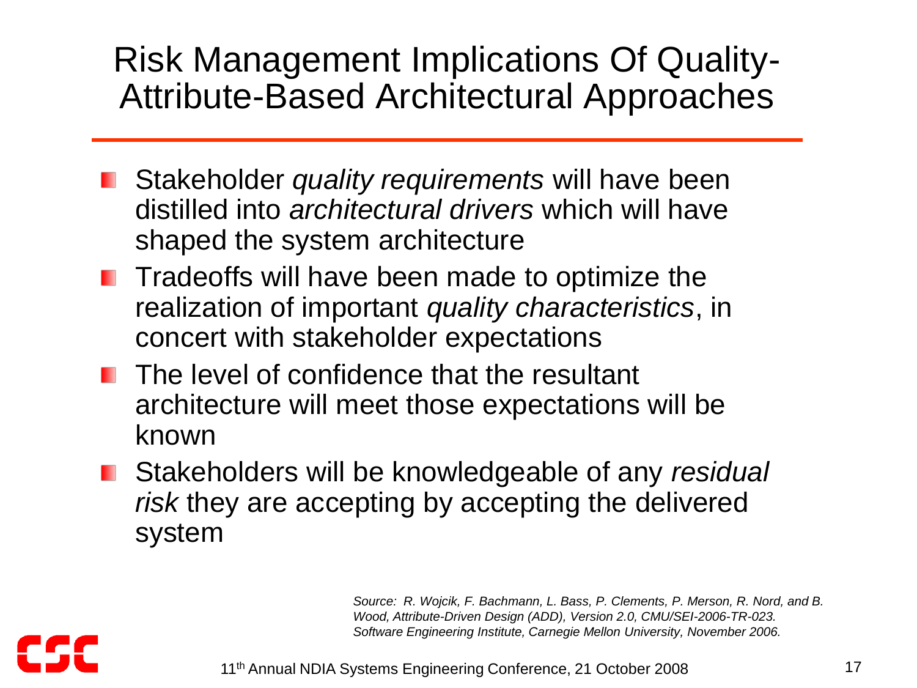# Risk Management Implications Of Quality-Attribute-Based Architectural Approaches

- Stakeholder *quality requirements* will have been distilled into *architectural drivers* which will have shaped the system architecture
- Tradeoffs will have been made to optimize the realization of important *quality characteristics*, in concert with stakeholder expectations
- The level of confidence that the resultant architecture will meet those expectations will be known
- Stakeholders will be knowledgeable of any *residual risk* they are accepting by accepting the delivered system

*Source: R. Wojcik, F. Bachmann, L. Bass, P. Clements, P. Merson, R. Nord, and B. Wood, Attribute-Driven Design (ADD), Version 2.0, CMU/SEI-2006-TR-023. Software Engineering Institute, Carnegie Mellon University, November 2006.*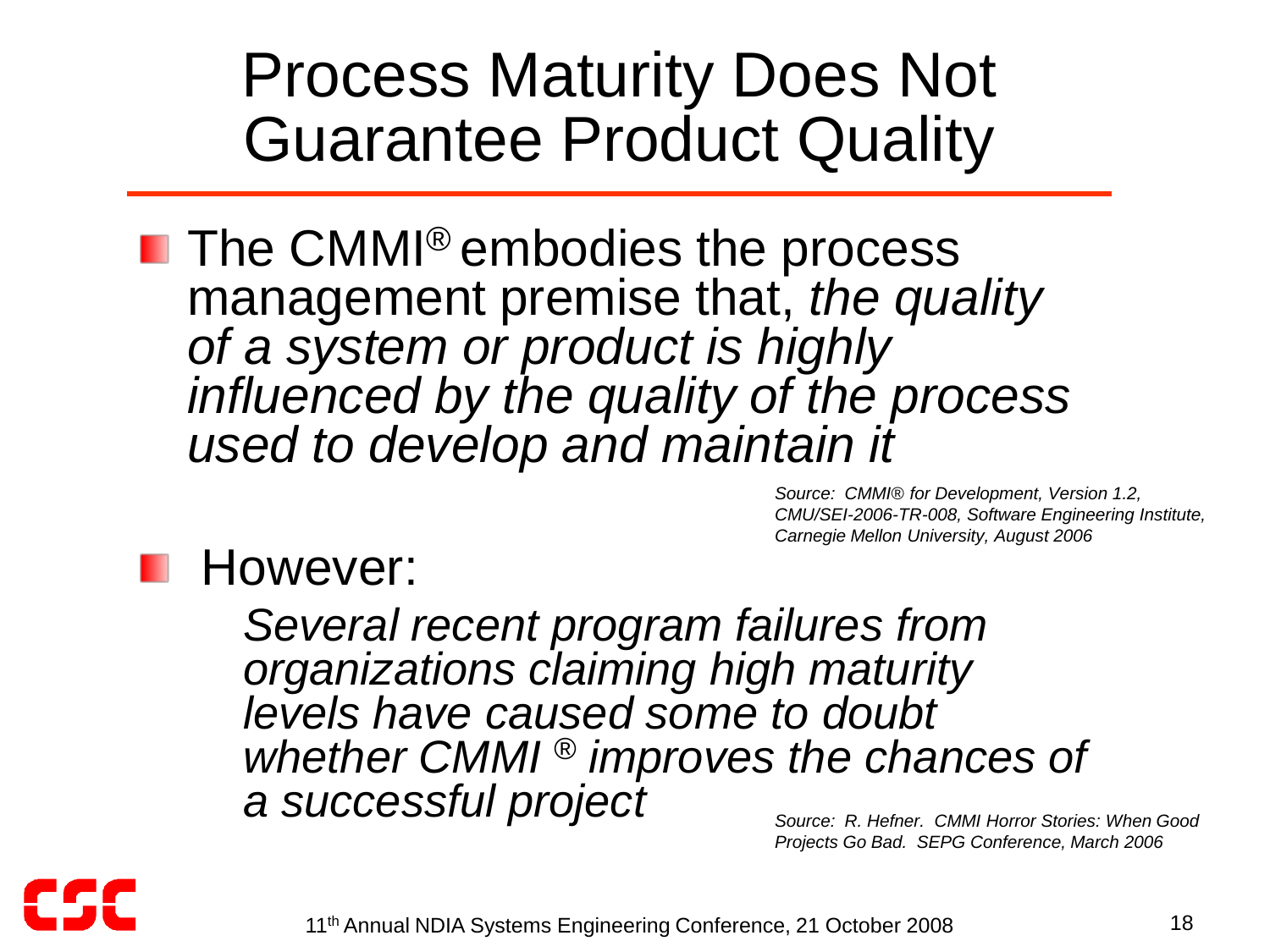# Process Maturity Does Not Guarantee Product Quality

- The CMMI® embodies the process management premise that, *the quality of a system or product is highly influenced by the quality of the process used to develop and maintain it*

*Source: CMMI® for Development, Version 1.2, CMU/SEI-2006-TR-008, Software Engineering Institute, Carnegie Mellon University, August 2006*

- However:

  *Several recent program failures from organizations claiming high maturity levels have caused some to doubt whether CMMI ® improves the chances of a successful project*

*Source: R. Hefner. CMMI Horror Stories: When Good Projects Go Bad. SEPG Conference, March 2006*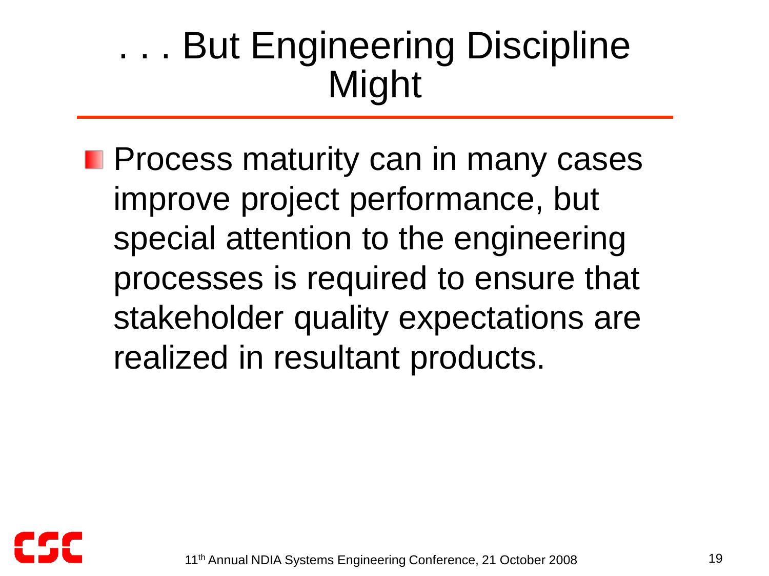# . . . But Engineering Discipline Might

- Process maturity can in many cases improve project performance, but special attention to the engineering processes is required to ensure that stakeholder quality expectations are realized in resultant products.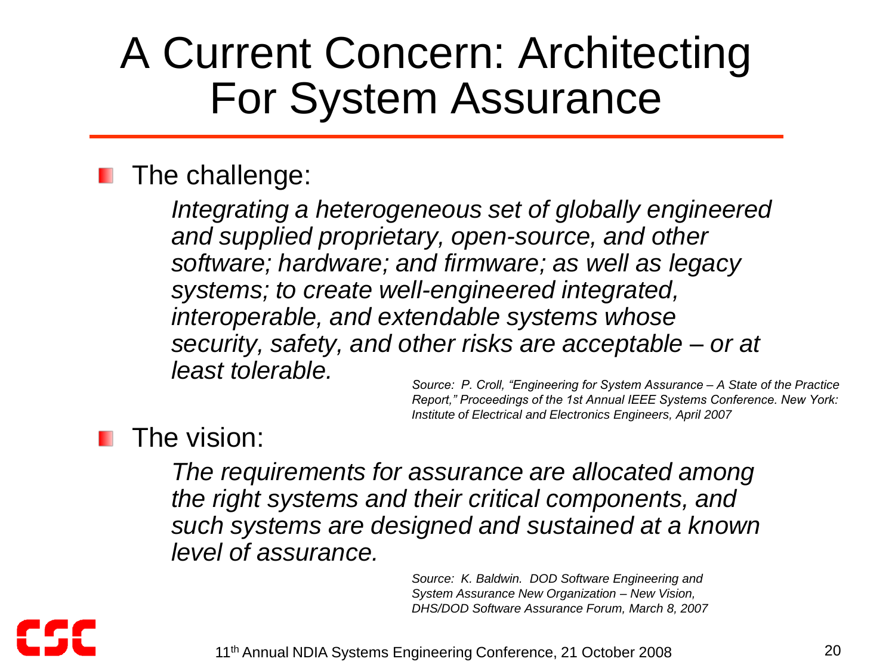# A Current Concern: Architecting For System Assurance

- The challenge:

  *Integrating a heterogeneous set of globally engineered and supplied proprietary, open-source, and other software; hardware; and firmware; as well as legacy systems; to create well-engineered integrated, interoperable, and extendable systems whose security, safety, and other risks are acceptable – or at least tolerable.*

  *Source: P. Croll, "Engineering for System Assurance – A State of the Practice Report," Proceedings of the 1st Annual IEEE Systems Conference. New York: Institute of Electrical and Electronics Engineers, April 2007*

- The vision:

  *The requirements for assurance are allocated among the right systems and their critical components, and such systems are designed and sustained at a known level of assurance.*

  *Source: K. Baldwin. DOD Software Engineering and System Assurance New Organization – New Vision, DHS/DOD Software Assurance Forum, March 8, 2007*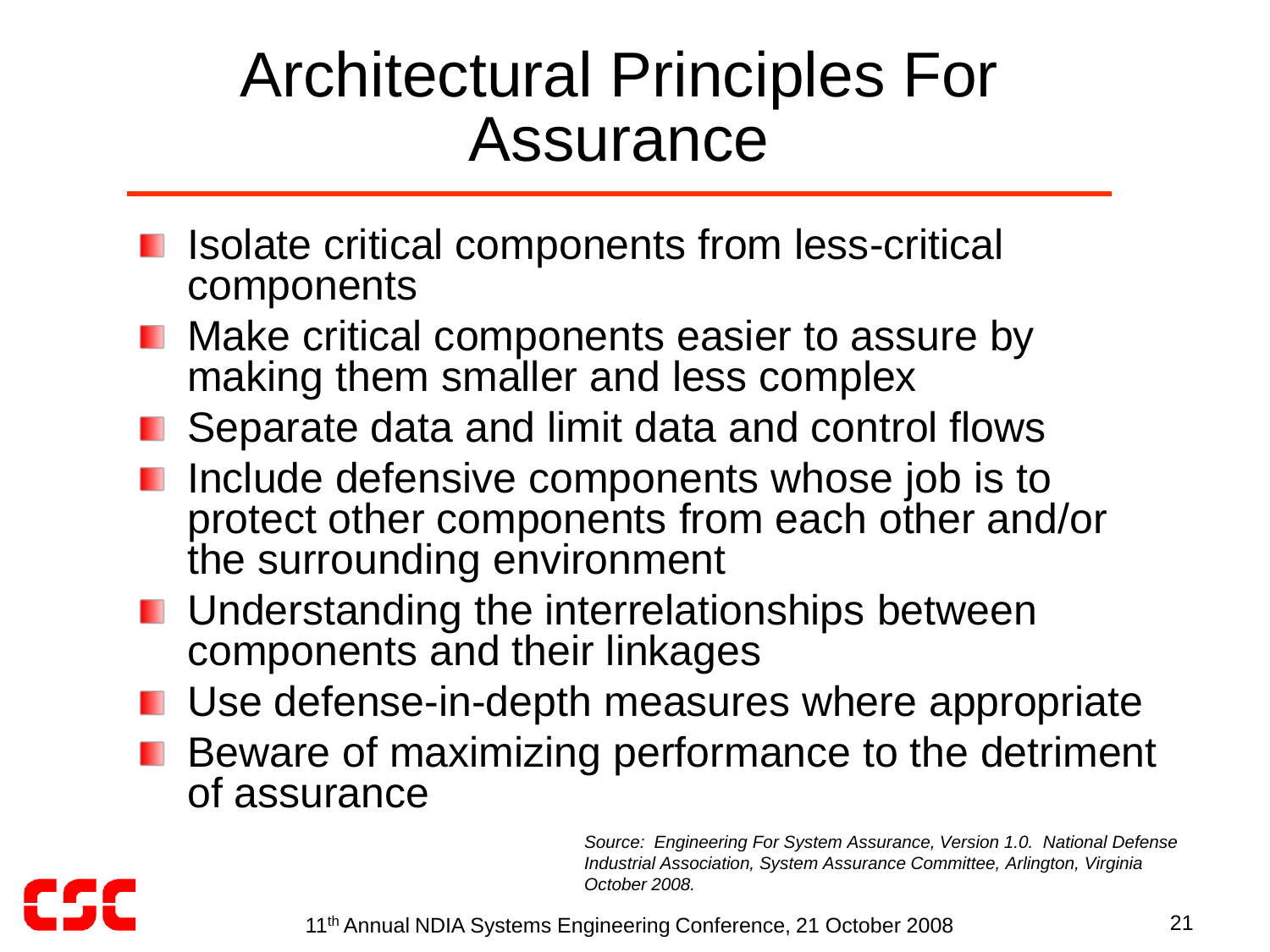# Architectural Principles For Assurance

- Isolate critical components from less-critical components
- Make critical components easier to assure by making them smaller and less complex
- Separate data and limit data and control flows
- Include defensive components whose job is to protect other components from each other and/or the surrounding environment
- Understanding the interrelationships between components and their linkages
- Use defense-in-depth measures where appropriate
- Beware of maximizing performance to the detriment of assurance

*Source: Engineering For System Assurance, Version 1.0. National Defense Industrial Association, System Assurance Committee, Arlington, Virginia October 2008.*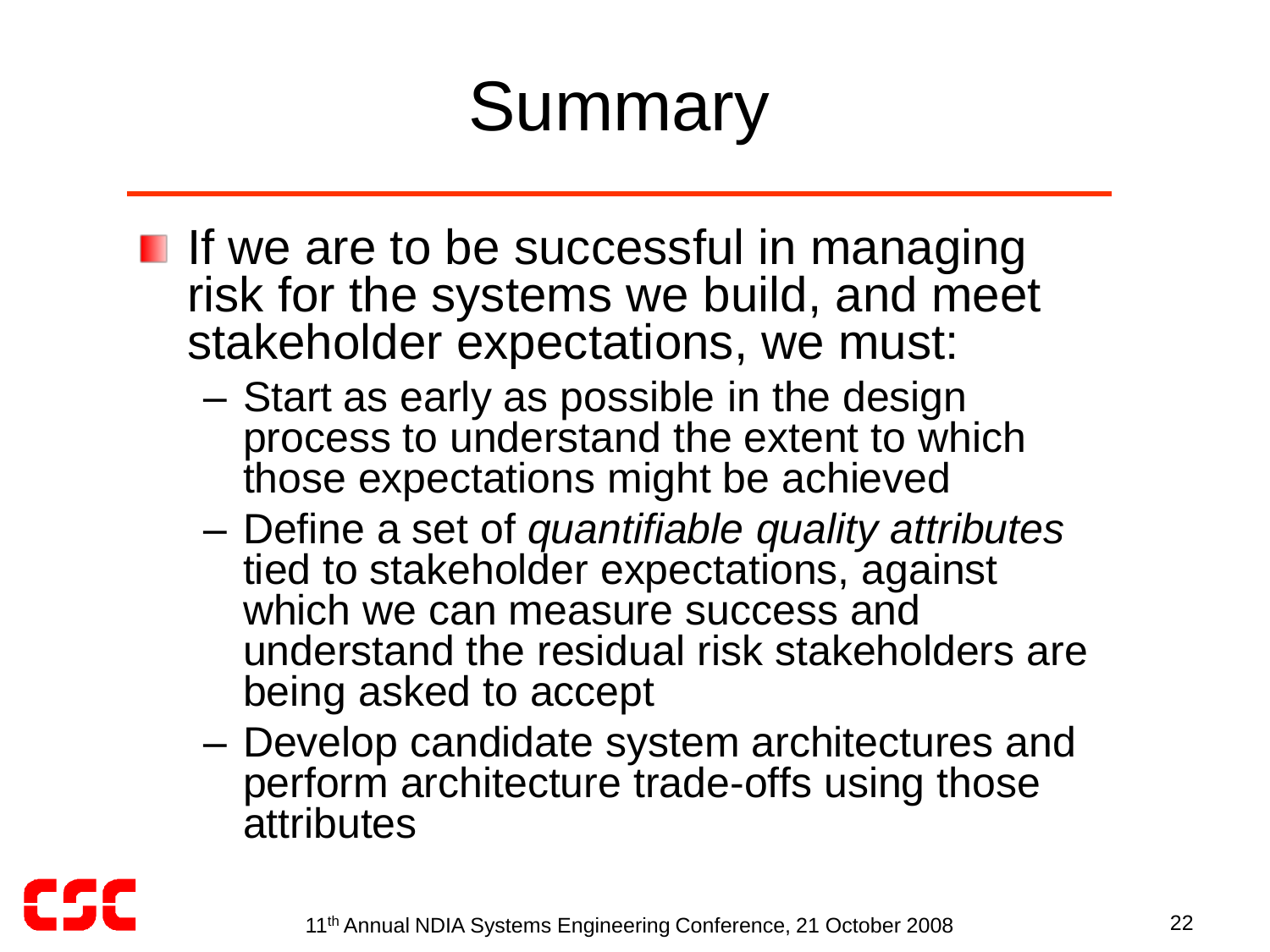# Summary

- If we are to be successful in managing risk for the systems we build, and meet stakeholder expectations, we must:
  - Start as early as possible in the design process to understand the extent to which those expectations might be achieved
  - Define a set of *quantifiable quality attributes* tied to stakeholder expectations, against which we can measure success and understand the residual risk stakeholders are being asked to accept
  - Develop candidate system architectures and perform architecture trade-offs using those attributes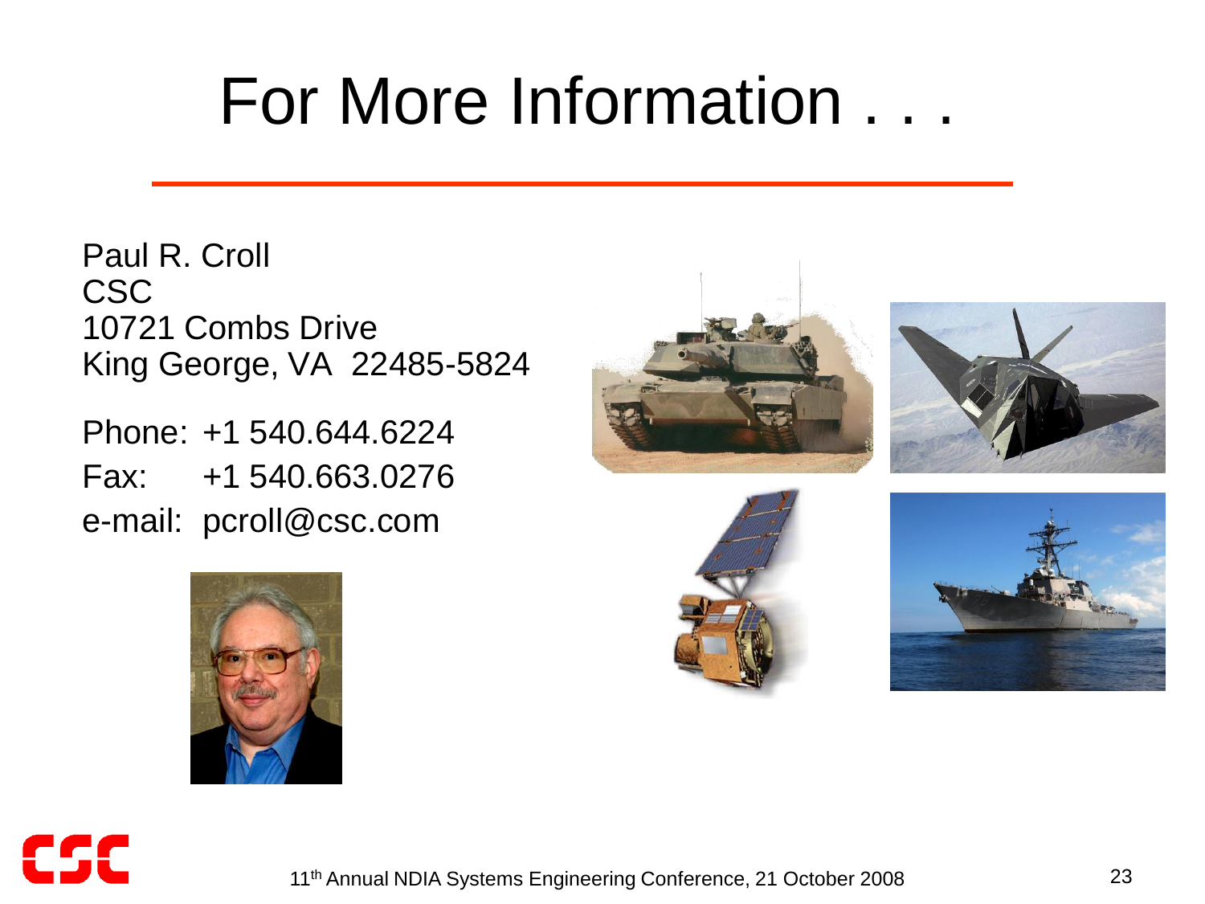# For More Information . . .

Paul R. Croll
CSC
10721 Combs Drive
King George, VA  22485-5824

Phone: +1 540.644.6224
Fax: +1 540.663.0276
e-mail: pcroll@csc.com